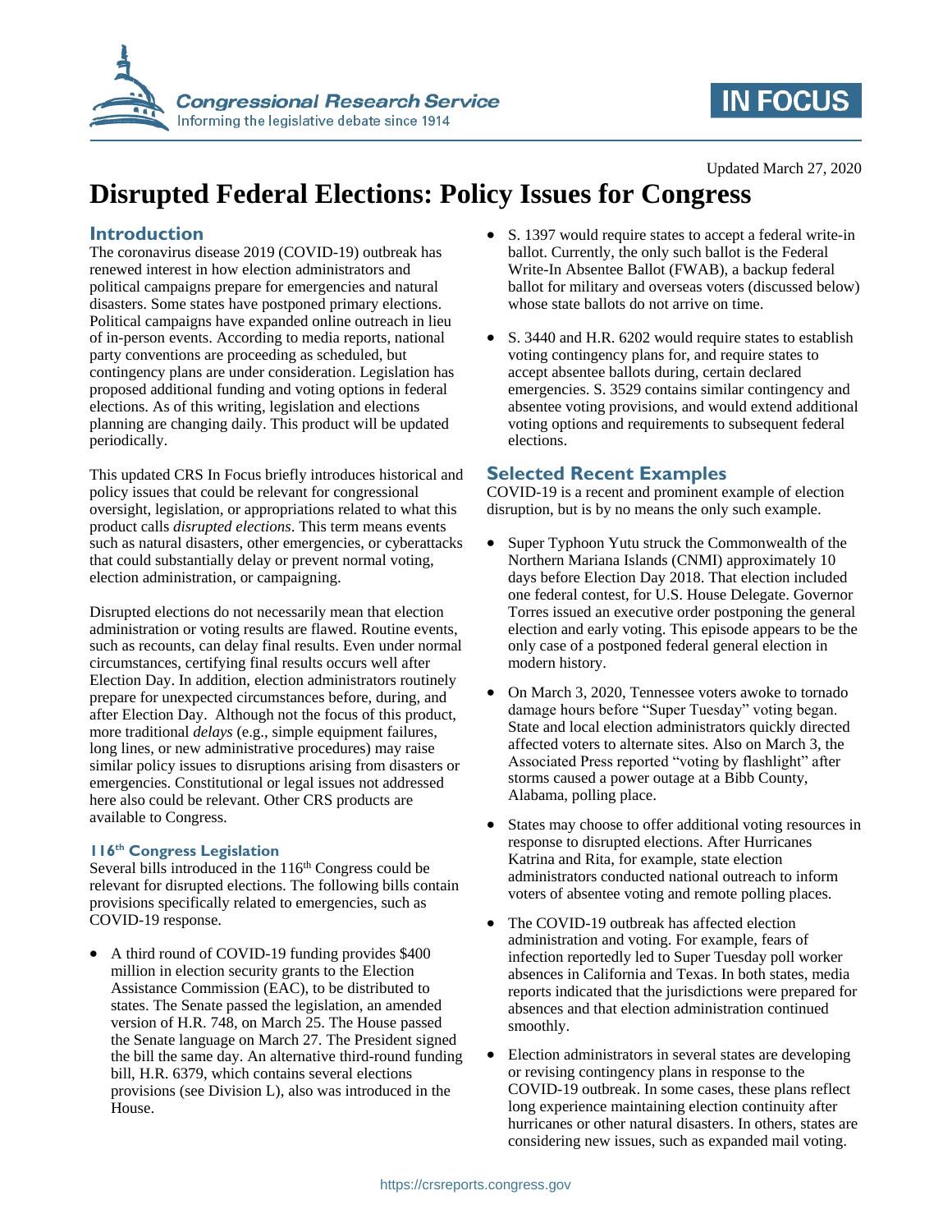Updated March 27, 2020

# Disrupted Federal Elections: Policy Issues for Congress

## Introduction

The coronavirus disease 2019 (COVID-19) outbreak has renewed interest in how election administrators and political campaigns prepare for emergencies and natural disasters. Some states have postponed primary elections. Political campaigns have expanded online outreach in lieu of in-person events. According to media reports, national party conventions are proceeding as scheduled, but contingency plans are under consideration. Legislation has proposed additional funding and voting options in federal elections. As of this writing, legislation and elections planning are changing daily. This product will be updated periodically.

This updated CRS In Focus briefly introduces historical and policy issues that could be relevant for congressional oversight, legislation, or appropriations related to what this product calls *disrupted elections*. This term means events such as natural disasters, other emergencies, or cyberattacks that could substantially delay or prevent normal voting, election administration, or campaigning.

Disrupted elections do not necessarily mean that election administration or voting results are flawed. Routine events, such as recounts, can delay final results. Even under normal circumstances, certifying final results occurs well after Election Day. In addition, election administrators routinely prepare for unexpected circumstances before, during, and after Election Day. Although not the focus of this product, more traditional *delays* (e.g., simple equipment failures, long lines, or new administrative procedures) may raise similar policy issues to disruptions arising from disasters or emergencies. Constitutional or legal issues not addressed here also could be relevant. Other CRS products are available to Congress.

### 116th Congress Legislation

Several bills introduced in the 116th Congress could be relevant for disrupted elections. The following bills contain provisions specifically related to emergencies, such as COVID-19 response.

- A third round of COVID-19 funding provides $400 million in election security grants to the Election Assistance Commission (EAC), to be distributed to states. The Senate passed the legislation, an amended version of H.R. 748, on March 25. The House passed the Senate language on March 27. The President signed the bill the same day. An alternative third-round funding bill, H.R. 6379, which contains several elections provisions (see Division L), also was introduced in the House.
- S. 1397 would require states to accept a federal write-in ballot. Currently, the only such ballot is the Federal Write-In Absentee Ballot (FWAB), a backup federal ballot for military and overseas voters (discussed below) whose state ballots do not arrive on time.
- S. 3440 and H.R. 6202 would require states to establish voting contingency plans for, and require states to accept absentee ballots during, certain declared emergencies. S. 3529 contains similar contingency and absentee voting provisions, and would extend additional voting options and requirements to subsequent federal elections.

## Selected Recent Examples

COVID-19 is a recent and prominent example of election disruption, but is by no means the only such example.

- Super Typhoon Yutu struck the Commonwealth of the Northern Mariana Islands (CNMI) approximately 10 days before Election Day 2018. That election included one federal contest, for U.S. House Delegate. Governor Torres issued an executive order postponing the general election and early voting. This episode appears to be the only case of a postponed federal general election in modern history.
- On March 3, 2020, Tennessee voters awoke to tornado damage hours before "Super Tuesday" voting began. State and local election administrators quickly directed affected voters to alternate sites. Also on March 3, the Associated Press reported "voting by flashlight" after storms caused a power outage at a Bibb County, Alabama, polling place.
- States may choose to offer additional voting resources in response to disrupted elections. After Hurricanes Katrina and Rita, for example, state election administrators conducted national outreach to inform voters of absentee voting and remote polling places.
- The COVID-19 outbreak has affected election administration and voting. For example, fears of infection reportedly led to Super Tuesday poll worker absences in California and Texas. In both states, media reports indicated that the jurisdictions were prepared for absences and that election administration continued smoothly.
- Election administrators in several states are developing or revising contingency plans in response to the COVID-19 outbreak. In some cases, these plans reflect long experience maintaining election continuity after hurricanes or other natural disasters. In others, states are considering new issues, such as expanded mail voting.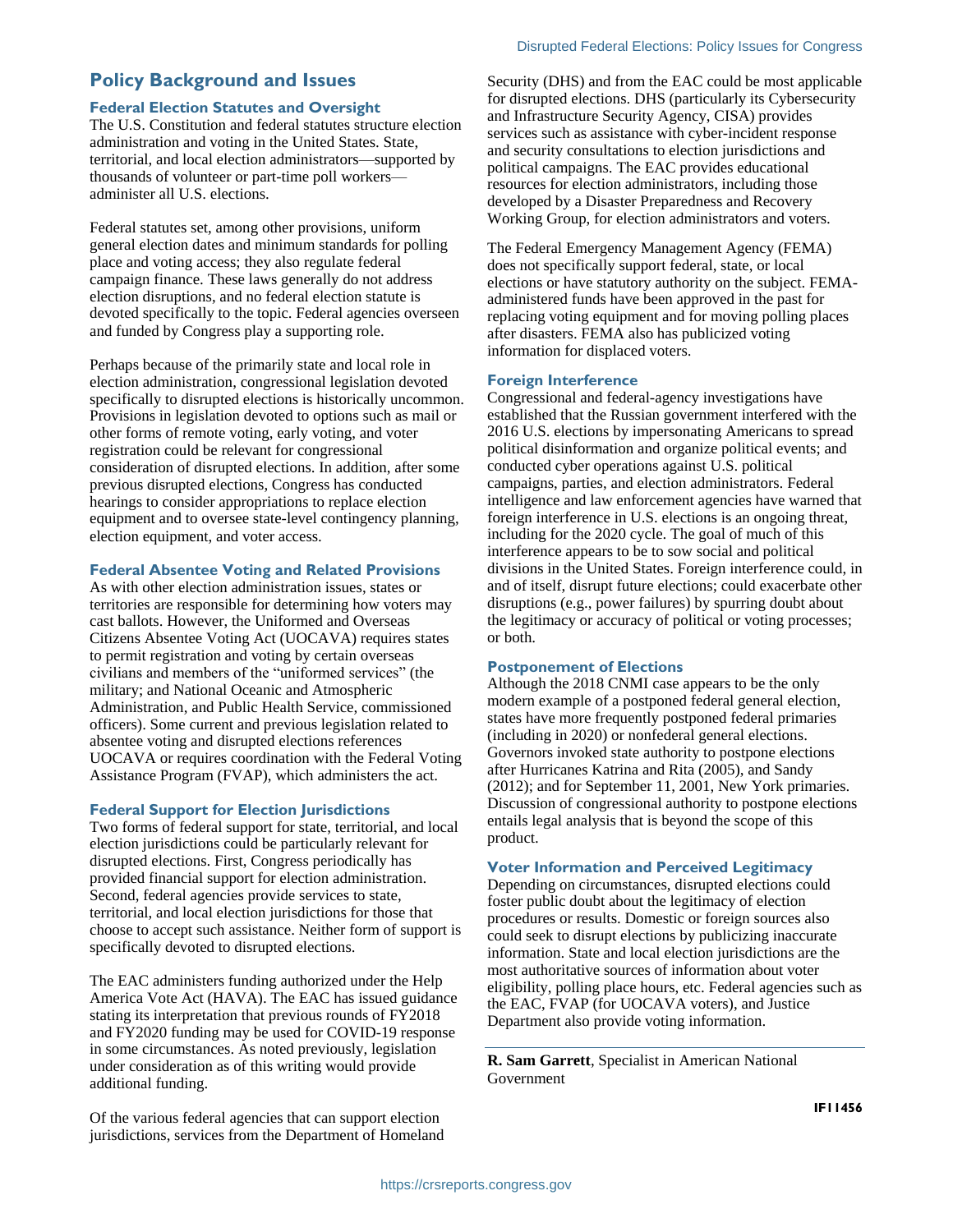## Policy Background and Issues

### Federal Election Statutes and Oversight

The U.S. Constitution and federal statutes structure election administration and voting in the United States. State, territorial, and local election administrators—supported by thousands of volunteer or part-time poll workers—administer all U.S. elections.

Federal statutes set, among other provisions, uniform general election dates and minimum standards for polling place and voting access; they also regulate federal campaign finance. These laws generally do not address election disruptions, and no federal election statute is devoted specifically to the topic. Federal agencies overseen and funded by Congress play a supporting role.

Perhaps because of the primarily state and local role in election administration, congressional legislation devoted specifically to disrupted elections is historically uncommon. Provisions in legislation devoted to options such as mail or other forms of remote voting, early voting, and voter registration could be relevant for congressional consideration of disrupted elections. In addition, after some previous disrupted elections, Congress has conducted hearings to consider appropriations to replace election equipment and to oversee state-level contingency planning, election equipment, and voter access.

### Federal Absentee Voting and Related Provisions

As with other election administration issues, states or territories are responsible for determining how voters may cast ballots. However, the Uniformed and Overseas Citizens Absentee Voting Act (UOCAVA) requires states to permit registration and voting by certain overseas civilians and members of the "uniformed services" (the military; and National Oceanic and Atmospheric Administration, and Public Health Service, commissioned officers). Some current and previous legislation related to absentee voting and disrupted elections references UOCAVA or requires coordination with the Federal Voting Assistance Program (FVAP), which administers the act.

### Federal Support for Election Jurisdictions

Two forms of federal support for state, territorial, and local election jurisdictions could be particularly relevant for disrupted elections. First, Congress periodically has provided financial support for election administration. Second, federal agencies provide services to state, territorial, and local election jurisdictions for those that choose to accept such assistance. Neither form of support is specifically devoted to disrupted elections.

The EAC administers funding authorized under the Help America Vote Act (HAVA). The EAC has issued guidance stating its interpretation that previous rounds of FY2018 and FY2020 funding may be used for COVID-19 response in some circumstances. As noted previously, legislation under consideration as of this writing would provide additional funding.

Of the various federal agencies that can support election jurisdictions, services from the Department of Homeland Security (DHS) and from the EAC could be most applicable for disrupted elections. DHS (particularly its Cybersecurity and Infrastructure Security Agency, CISA) provides services such as assistance with cyber-incident response and security consultations to election jurisdictions and political campaigns. The EAC provides educational resources for election administrators, including those developed by a Disaster Preparedness and Recovery Working Group, for election administrators and voters.

The Federal Emergency Management Agency (FEMA) does not specifically support federal, state, or local elections or have statutory authority on the subject. FEMA-administered funds have been approved in the past for replacing voting equipment and for moving polling places after disasters. FEMA also has publicized voting information for displaced voters.

### Foreign Interference

Congressional and federal-agency investigations have established that the Russian government interfered with the 2016 U.S. elections by impersonating Americans to spread political disinformation and organize political events; and conducted cyber operations against U.S. political campaigns, parties, and election administrators. Federal intelligence and law enforcement agencies have warned that foreign interference in U.S. elections is an ongoing threat, including for the 2020 cycle. The goal of much of this interference appears to be to sow social and political divisions in the United States. Foreign interference could, in and of itself, disrupt future elections; could exacerbate other disruptions (e.g., power failures) by spurring doubt about the legitimacy or accuracy of political or voting processes; or both.

### Postponement of Elections

Although the 2018 CNMI case appears to be the only modern example of a postponed federal general election, states have more frequently postponed federal primaries (including in 2020) or nonfederal general elections. Governors invoked state authority to postpone elections after Hurricanes Katrina and Rita (2005), and Sandy (2012); and for September 11, 2001, New York primaries. Discussion of congressional authority to postpone elections entails legal analysis that is beyond the scope of this product.

### Voter Information and Perceived Legitimacy

Depending on circumstances, disrupted elections could foster public doubt about the legitimacy of election procedures or results. Domestic or foreign sources also could seek to disrupt elections by publicizing inaccurate information. State and local election jurisdictions are the most authoritative sources of information about voter eligibility, polling place hours, etc. Federal agencies such as the EAC, FVAP (for UOCAVA voters), and Justice Department also provide voting information.

---

**R. Sam Garrett**, Specialist in American National Government

IF11456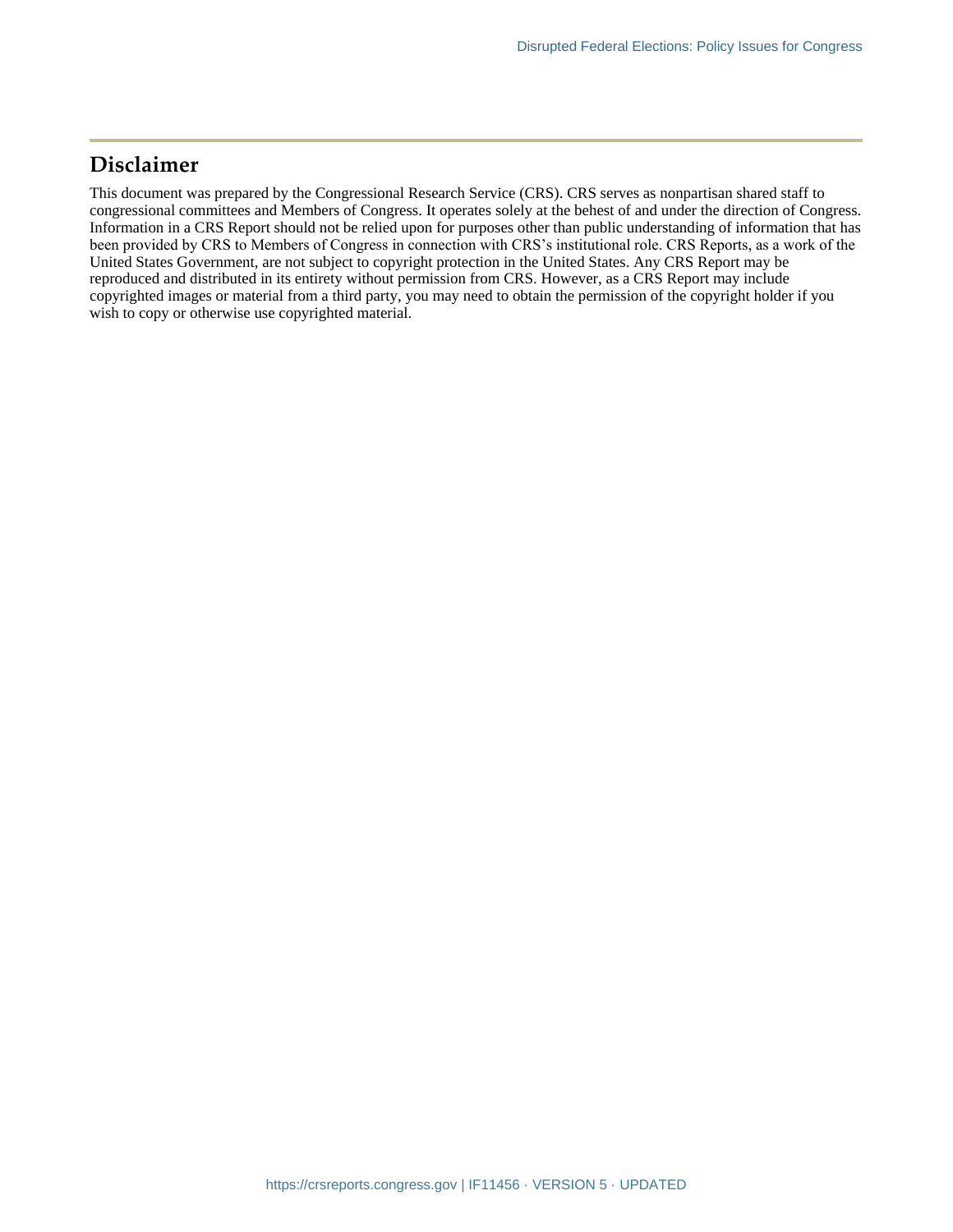## Disclaimer

This document was prepared by the Congressional Research Service (CRS). CRS serves as nonpartisan shared staff to congressional committees and Members of Congress. It operates solely at the behest of and under the direction of Congress. Information in a CRS Report should not be relied upon for purposes other than public understanding of information that has been provided by CRS to Members of Congress in connection with CRS's institutional role. CRS Reports, as a work of the United States Government, are not subject to copyright protection in the United States. Any CRS Report may be reproduced and distributed in its entirety without permission from CRS. However, as a CRS Report may include copyrighted images or material from a third party, you may need to obtain the permission of the copyright holder if you wish to copy or otherwise use copyrighted material.